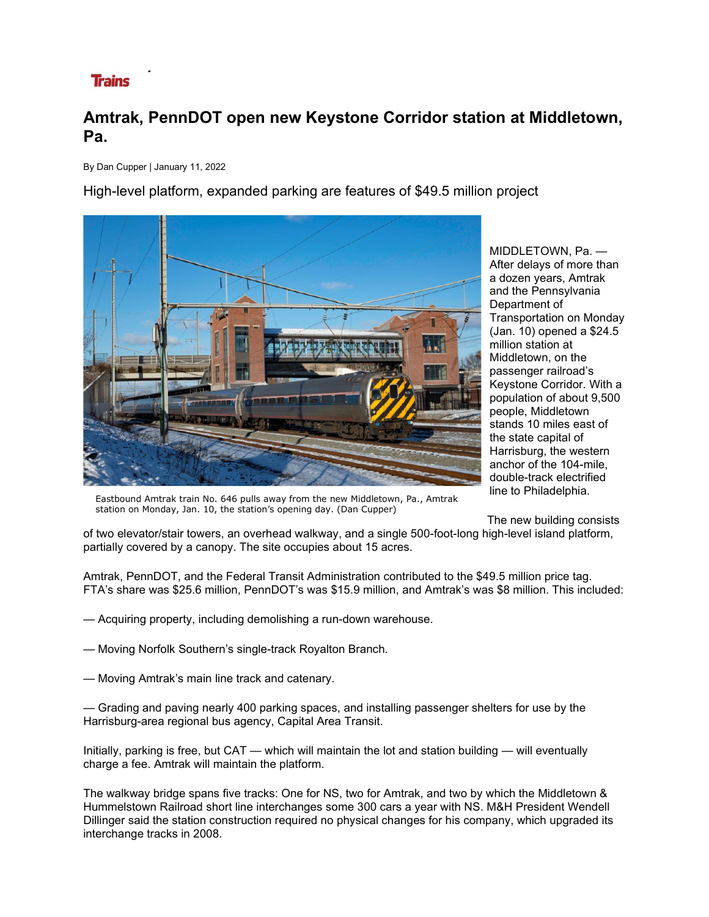Trains

# Amtrak, PennDOT open new Keystone Corridor station at Middletown, Pa.

By Dan Cupper | January 11, 2022

## High-level platform, expanded parking are features of $49.5 million project

Eastbound Amtrak train No. 646 pulls away from the new Middletown, Pa., Amtrak station on Monday, Jan. 10, the station's opening day. (Dan Cupper)

MIDDLETOWN, Pa. — After delays of more than a dozen years, Amtrak and the Pennsylvania Department of Transportation on Monday (Jan. 10) opened a $24.5 million station at Middletown, on the passenger railroad's Keystone Corridor. With a population of about 9,500 people, Middletown stands 10 miles east of the state capital of Harrisburg, the western anchor of the 104-mile, double-track electrified line to Philadelphia.

The new building consists of two elevator/stair towers, an overhead walkway, and a single 500-foot-long high-level island platform, partially covered by a canopy. The site occupies about 15 acres.

Amtrak, PennDOT, and the Federal Transit Administration contributed to the $49.5 million price tag. FTA's share was $25.6 million, PennDOT's was $15.9 million, and Amtrak's was $8 million. This included:

— Acquiring property, including demolishing a run-down warehouse.

— Moving Norfolk Southern's single-track Royalton Branch.

— Moving Amtrak's main line track and catenary.

— Grading and paving nearly 400 parking spaces, and installing passenger shelters for use by the Harrisburg-area regional bus agency, Capital Area Transit.

Initially, parking is free, but CAT — which will maintain the lot and station building — will eventually charge a fee. Amtrak will maintain the platform.

The walkway bridge spans five tracks: One for NS, two for Amtrak, and two by which the Middletown & Hummelstown Railroad short line interchanges some 300 cars a year with NS. M&H President Wendell Dillinger said the station construction required no physical changes for his company, which upgraded its interchange tracks in 2008.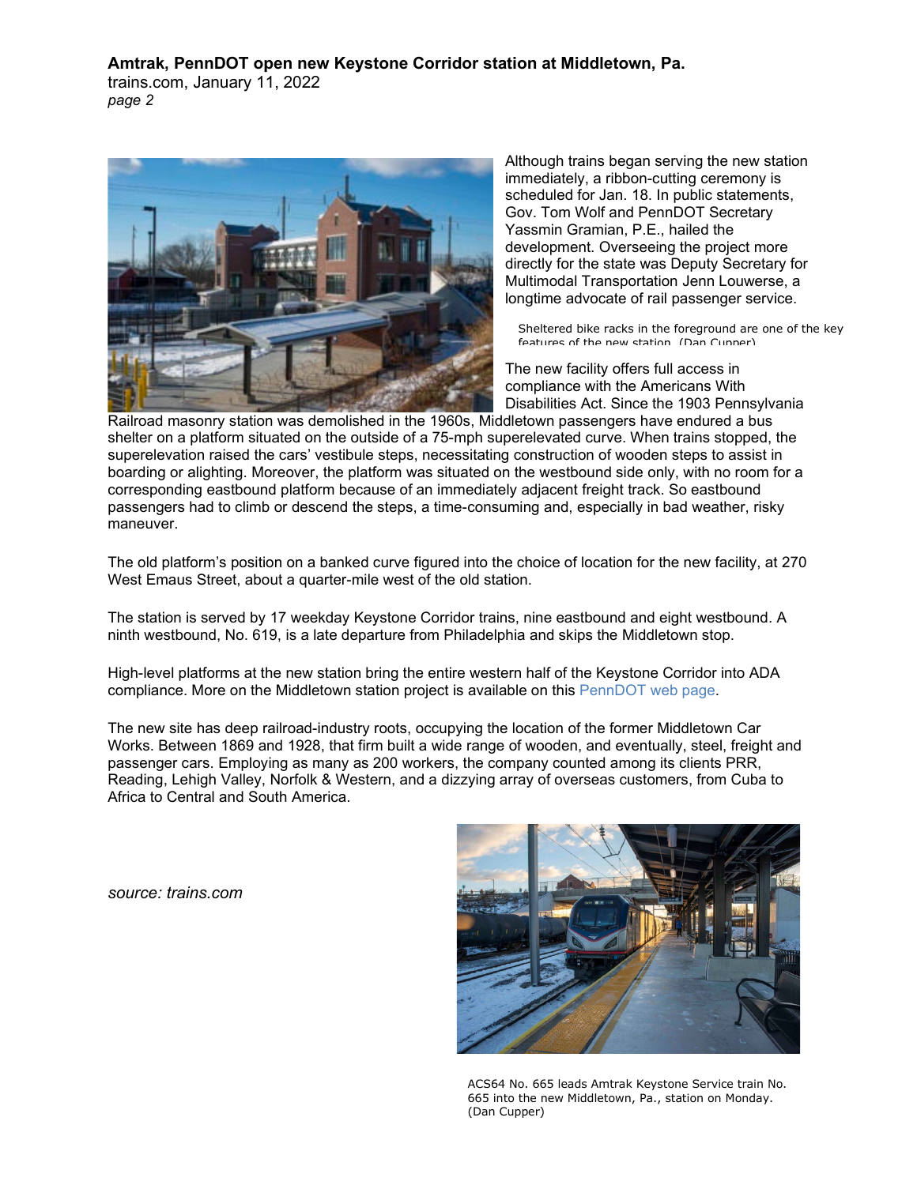Although trains began serving the new station immediately, a ribbon-cutting ceremony is scheduled for Jan. 18. In public statements, Gov. Tom Wolf and PennDOT Secretary Yassmin Gramian, P.E., hailed the development. Overseeing the project more directly for the state was Deputy Secretary for Multimodal Transportation Jenn Louwerse, a longtime advocate of rail passenger service.

Sheltered bike racks in the foreground are one of the key features of the new station. (Dan Cupper)

The new facility offers full access in compliance with the Americans With Disabilities Act. Since the 1903 Pennsylvania Railroad masonry station was demolished in the 1960s, Middletown passengers have endured a bus shelter on a platform situated on the outside of a 75-mph superelevated curve. When trains stopped, the superelevation raised the cars' vestibule steps, necessitating construction of wooden steps to assist in boarding or alighting. Moreover, the platform was situated on the westbound side only, with no room for a corresponding eastbound platform because of an immediately adjacent freight track. So eastbound passengers had to climb or descend the steps, a time-consuming and, especially in bad weather, risky maneuver.

The old platform's position on a banked curve figured into the choice of location for the new facility, at 270 West Emaus Street, about a quarter-mile west of the old station.

The station is served by 17 weekday Keystone Corridor trains, nine eastbound and eight westbound. A ninth westbound, No. 619, is a late departure from Philadelphia and skips the Middletown stop.

High-level platforms at the new station bring the entire western half of the Keystone Corridor into ADA compliance. More on the Middletown station project is available on this PennDOT web page.

The new site has deep railroad-industry roots, occupying the location of the former Middletown Car Works. Between 1869 and 1928, that firm built a wide range of wooden, and eventually, steel, freight and passenger cars. Employing as many as 200 workers, the company counted among its clients PRR, Reading, Lehigh Valley, Norfolk & Western, and a dizzying array of overseas customers, from Cuba to Africa to Central and South America.

*source: trains.com*

ACS64 No. 665 leads Amtrak Keystone Service train No. 665 into the new Middletown, Pa., station on Monday. (Dan Cupper)